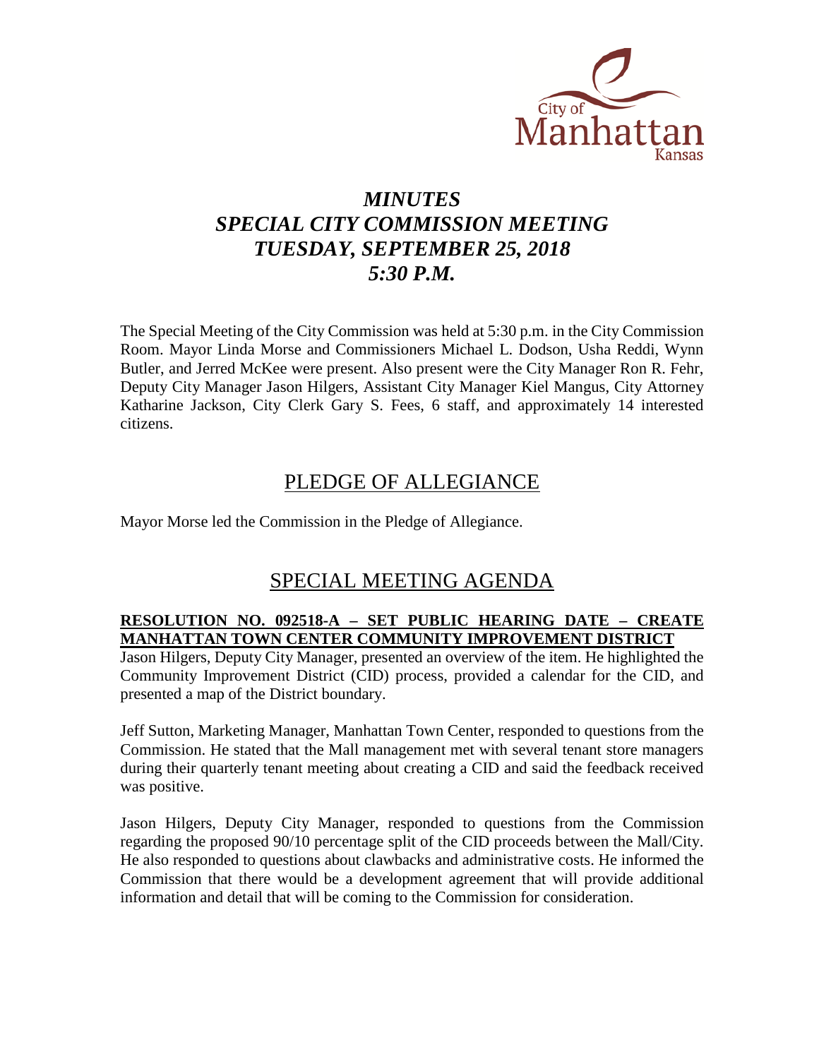City of Manhattan Kansas

# *MINUTES*
# *SPECIAL CITY COMMISSION MEETING*
# *TUESDAY, SEPTEMBER 25, 2018*
# *5:30 P.M.*

The Special Meeting of the City Commission was held at 5:30 p.m. in the City Commission Room. Mayor Linda Morse and Commissioners Michael L. Dodson, Usha Reddi, Wynn Butler, and Jerred McKee were present. Also present were the City Manager Ron R. Fehr, Deputy City Manager Jason Hilgers, Assistant City Manager Kiel Mangus, City Attorney Katharine Jackson, City Clerk Gary S. Fees, 6 staff, and approximately 14 interested citizens.

## PLEDGE OF ALLEGIANCE

Mayor Morse led the Commission in the Pledge of Allegiance.

## SPECIAL MEETING AGENDA

**RESOLUTION NO. 092518-A – SET PUBLIC HEARING DATE – CREATE MANHATTAN TOWN CENTER COMMUNITY IMPROVEMENT DISTRICT**

Jason Hilgers, Deputy City Manager, presented an overview of the item. He highlighted the Community Improvement District (CID) process, provided a calendar for the CID, and presented a map of the District boundary.

Jeff Sutton, Marketing Manager, Manhattan Town Center, responded to questions from the Commission. He stated that the Mall management met with several tenant store managers during their quarterly tenant meeting about creating a CID and said the feedback received was positive.

Jason Hilgers, Deputy City Manager, responded to questions from the Commission regarding the proposed 90/10 percentage split of the CID proceeds between the Mall/City. He also responded to questions about clawbacks and administrative costs. He informed the Commission that there would be a development agreement that will provide additional information and detail that will be coming to the Commission for consideration.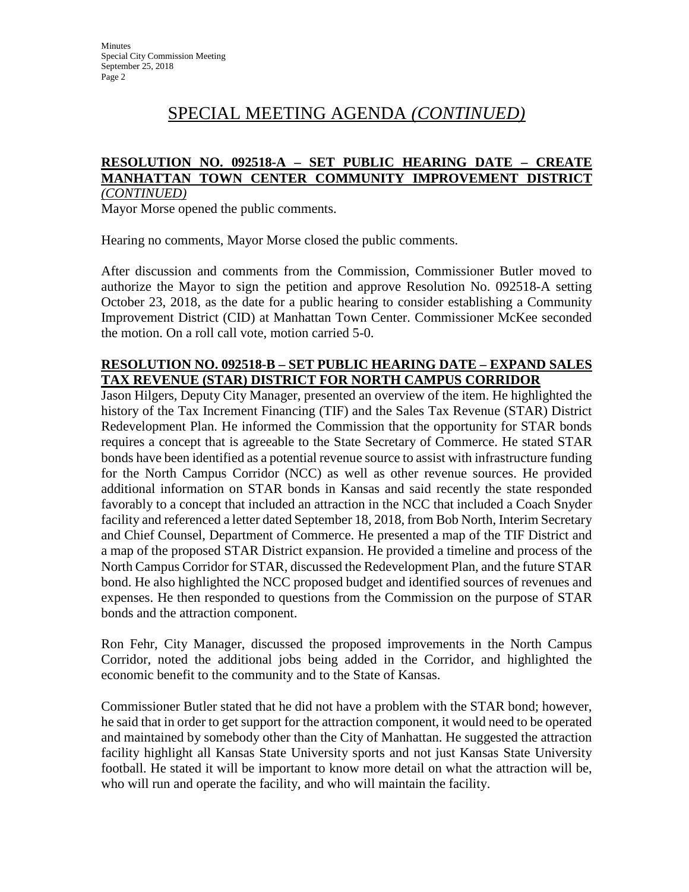# SPECIAL MEETING AGENDA *(CONTINUED)*

**RESOLUTION NO. 092518-A – SET PUBLIC HEARING DATE – CREATE MANHATTAN TOWN CENTER COMMUNITY IMPROVEMENT DISTRICT** ***(CONTINUED)***

Mayor Morse opened the public comments.

Hearing no comments, Mayor Morse closed the public comments.

After discussion and comments from the Commission, Commissioner Butler moved to authorize the Mayor to sign the petition and approve Resolution No. 092518-A setting October 23, 2018, as the date for a public hearing to consider establishing a Community Improvement District (CID) at Manhattan Town Center. Commissioner McKee seconded the motion. On a roll call vote, motion carried 5-0.

**RESOLUTION NO. 092518-B – SET PUBLIC HEARING DATE – EXPAND SALES TAX REVENUE (STAR) DISTRICT FOR NORTH CAMPUS CORRIDOR**

Jason Hilgers, Deputy City Manager, presented an overview of the item. He highlighted the history of the Tax Increment Financing (TIF) and the Sales Tax Revenue (STAR) District Redevelopment Plan. He informed the Commission that the opportunity for STAR bonds requires a concept that is agreeable to the State Secretary of Commerce. He stated STAR bonds have been identified as a potential revenue source to assist with infrastructure funding for the North Campus Corridor (NCC) as well as other revenue sources. He provided additional information on STAR bonds in Kansas and said recently the state responded favorably to a concept that included an attraction in the NCC that included a Coach Snyder facility and referenced a letter dated September 18, 2018, from Bob North, Interim Secretary and Chief Counsel, Department of Commerce. He presented a map of the TIF District and a map of the proposed STAR District expansion. He provided a timeline and process of the North Campus Corridor for STAR, discussed the Redevelopment Plan, and the future STAR bond. He also highlighted the NCC proposed budget and identified sources of revenues and expenses. He then responded to questions from the Commission on the purpose of STAR bonds and the attraction component.

Ron Fehr, City Manager, discussed the proposed improvements in the North Campus Corridor, noted the additional jobs being added in the Corridor, and highlighted the economic benefit to the community and to the State of Kansas.

Commissioner Butler stated that he did not have a problem with the STAR bond; however, he said that in order to get support for the attraction component, it would need to be operated and maintained by somebody other than the City of Manhattan. He suggested the attraction facility highlight all Kansas State University sports and not just Kansas State University football. He stated it will be important to know more detail on what the attraction will be, who will run and operate the facility, and who will maintain the facility.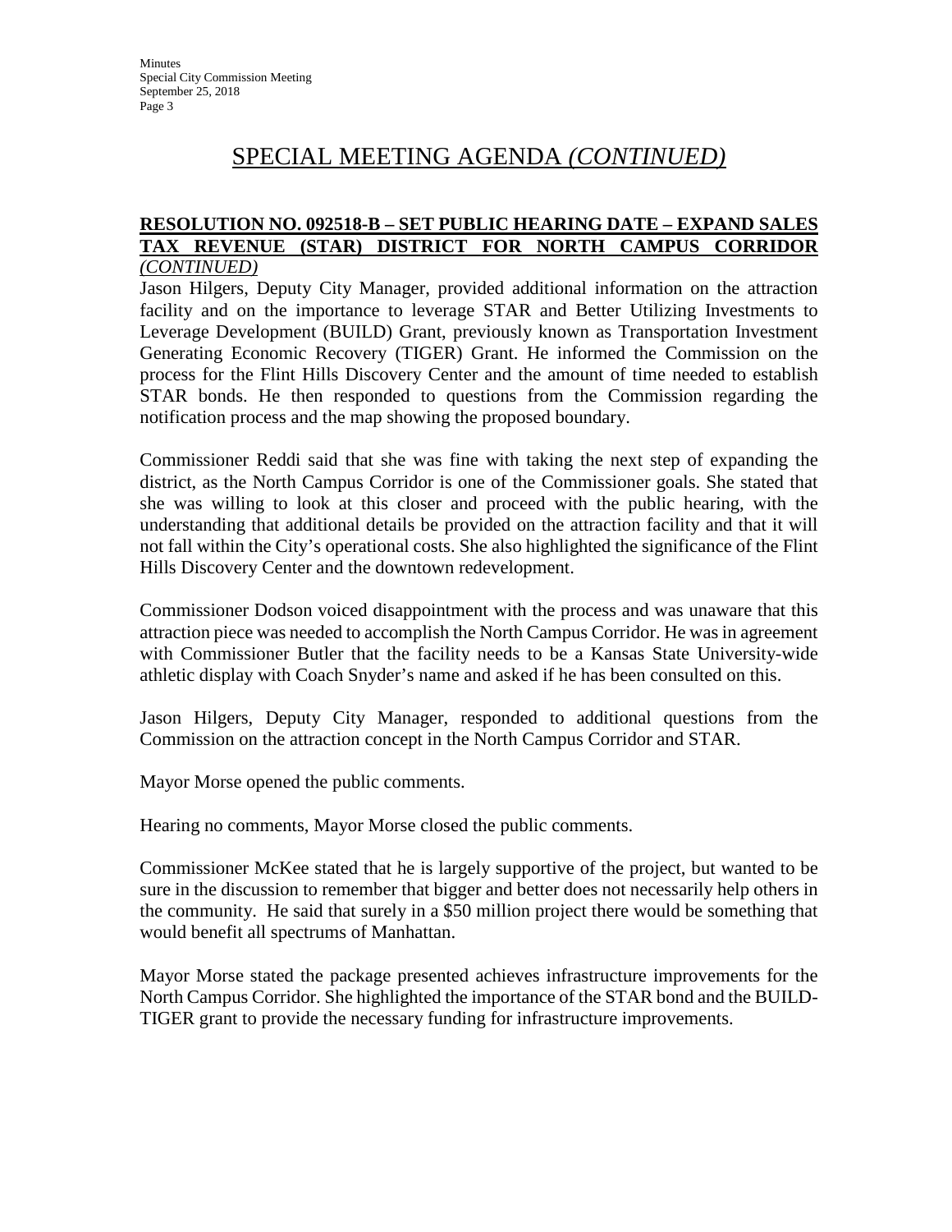# SPECIAL MEETING AGENDA *(CONTINUED)*

**RESOLUTION NO. 092518-B – SET PUBLIC HEARING DATE – EXPAND SALES TAX REVENUE (STAR) DISTRICT FOR NORTH CAMPUS CORRIDOR** ***(CONTINUED)***

Jason Hilgers, Deputy City Manager, provided additional information on the attraction facility and on the importance to leverage STAR and Better Utilizing Investments to Leverage Development (BUILD) Grant, previously known as Transportation Investment Generating Economic Recovery (TIGER) Grant. He informed the Commission on the process for the Flint Hills Discovery Center and the amount of time needed to establish STAR bonds. He then responded to questions from the Commission regarding the notification process and the map showing the proposed boundary.

Commissioner Reddi said that she was fine with taking the next step of expanding the district, as the North Campus Corridor is one of the Commissioner goals. She stated that she was willing to look at this closer and proceed with the public hearing, with the understanding that additional details be provided on the attraction facility and that it will not fall within the City's operational costs. She also highlighted the significance of the Flint Hills Discovery Center and the downtown redevelopment.

Commissioner Dodson voiced disappointment with the process and was unaware that this attraction piece was needed to accomplish the North Campus Corridor. He was in agreement with Commissioner Butler that the facility needs to be a Kansas State University-wide athletic display with Coach Snyder's name and asked if he has been consulted on this.

Jason Hilgers, Deputy City Manager, responded to additional questions from the Commission on the attraction concept in the North Campus Corridor and STAR.

Mayor Morse opened the public comments.

Hearing no comments, Mayor Morse closed the public comments.

Commissioner McKee stated that he is largely supportive of the project, but wanted to be sure in the discussion to remember that bigger and better does not necessarily help others in the community. He said that surely in a $50 million project there would be something that would benefit all spectrums of Manhattan.

Mayor Morse stated the package presented achieves infrastructure improvements for the North Campus Corridor. She highlighted the importance of the STAR bond and the BUILD-TIGER grant to provide the necessary funding for infrastructure improvements.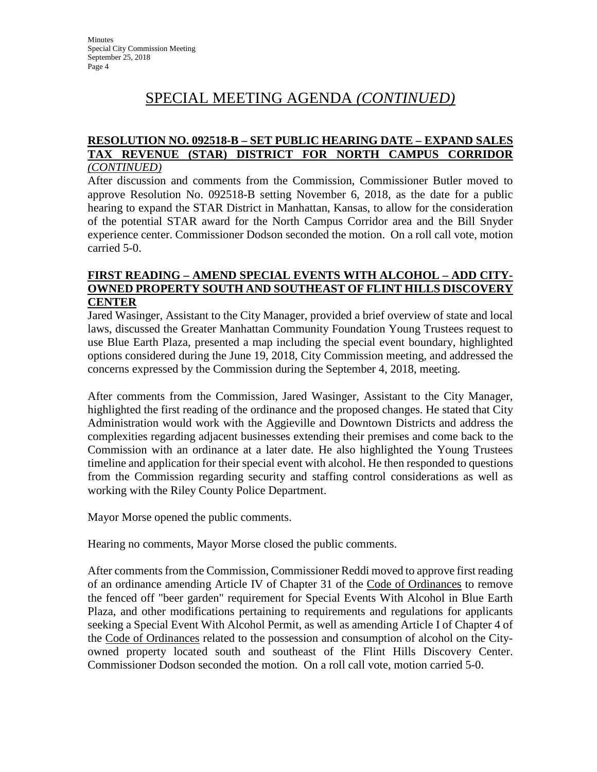# SPECIAL MEETING AGENDA *(CONTINUED)*

**RESOLUTION NO. 092518-B – SET PUBLIC HEARING DATE – EXPAND SALES TAX REVENUE (STAR) DISTRICT FOR NORTH CAMPUS CORRIDOR** *(CONTINUED)*

After discussion and comments from the Commission, Commissioner Butler moved to approve Resolution No. 092518-B setting November 6, 2018, as the date for a public hearing to expand the STAR District in Manhattan, Kansas, to allow for the consideration of the potential STAR award for the North Campus Corridor area and the Bill Snyder experience center. Commissioner Dodson seconded the motion. On a roll call vote, motion carried 5-0.

**FIRST READING – AMEND SPECIAL EVENTS WITH ALCOHOL – ADD CITY-OWNED PROPERTY SOUTH AND SOUTHEAST OF FLINT HILLS DISCOVERY CENTER**

Jared Wasinger, Assistant to the City Manager, provided a brief overview of state and local laws, discussed the Greater Manhattan Community Foundation Young Trustees request to use Blue Earth Plaza, presented a map including the special event boundary, highlighted options considered during the June 19, 2018, City Commission meeting, and addressed the concerns expressed by the Commission during the September 4, 2018, meeting.

After comments from the Commission, Jared Wasinger, Assistant to the City Manager, highlighted the first reading of the ordinance and the proposed changes. He stated that City Administration would work with the Aggieville and Downtown Districts and address the complexities regarding adjacent businesses extending their premises and come back to the Commission with an ordinance at a later date. He also highlighted the Young Trustees timeline and application for their special event with alcohol. He then responded to questions from the Commission regarding security and staffing control considerations as well as working with the Riley County Police Department.

Mayor Morse opened the public comments.

Hearing no comments, Mayor Morse closed the public comments.

After comments from the Commission, Commissioner Reddi moved to approve first reading of an ordinance amending Article IV of Chapter 31 of the Code of Ordinances to remove the fenced off "beer garden" requirement for Special Events With Alcohol in Blue Earth Plaza, and other modifications pertaining to requirements and regulations for applicants seeking a Special Event With Alcohol Permit, as well as amending Article I of Chapter 4 of the Code of Ordinances related to the possession and consumption of alcohol on the City-owned property located south and southeast of the Flint Hills Discovery Center. Commissioner Dodson seconded the motion. On a roll call vote, motion carried 5-0.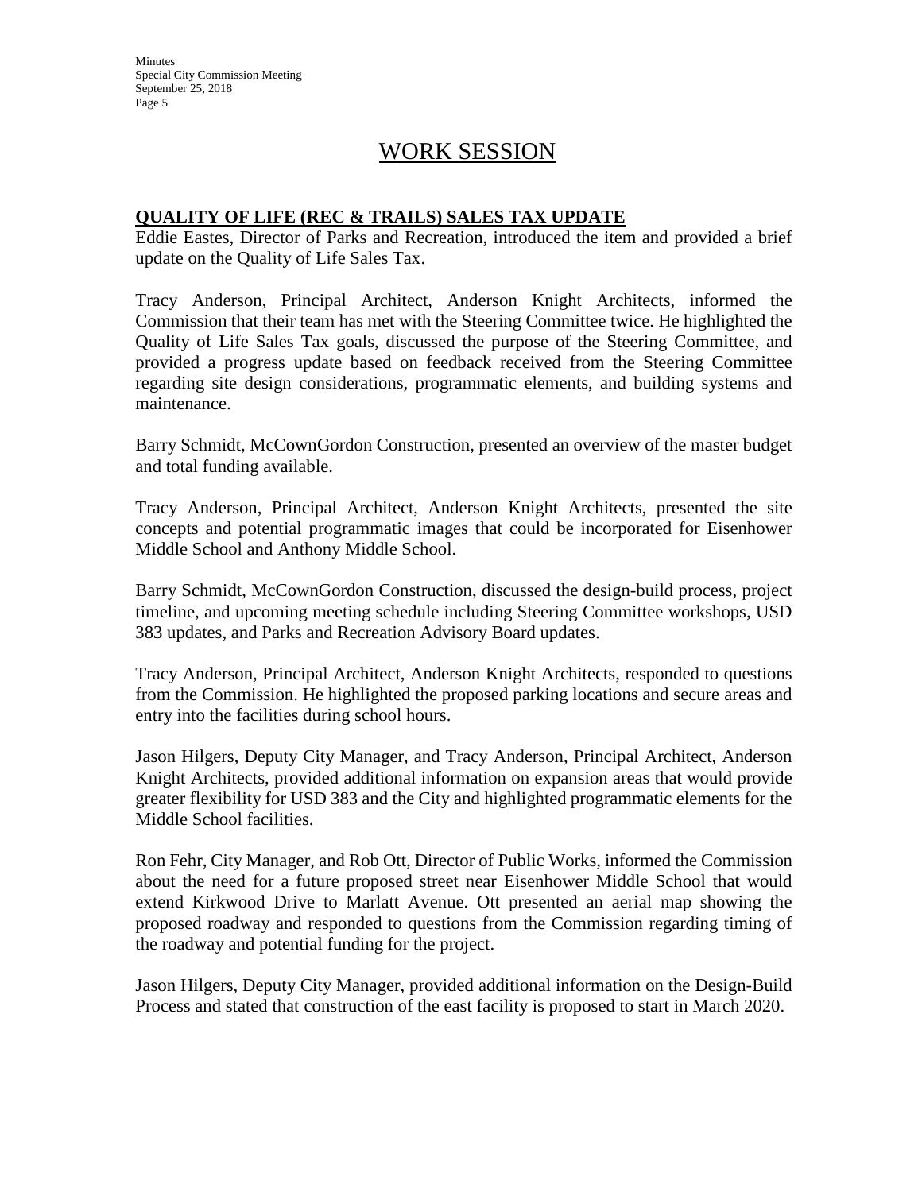# WORK SESSION

**QUALITY OF LIFE (REC & TRAILS) SALES TAX UPDATE**

Eddie Eastes, Director of Parks and Recreation, introduced the item and provided a brief update on the Quality of Life Sales Tax.

Tracy Anderson, Principal Architect, Anderson Knight Architects, informed the Commission that their team has met with the Steering Committee twice. He highlighted the Quality of Life Sales Tax goals, discussed the purpose of the Steering Committee, and provided a progress update based on feedback received from the Steering Committee regarding site design considerations, programmatic elements, and building systems and maintenance.

Barry Schmidt, McCownGordon Construction, presented an overview of the master budget and total funding available.

Tracy Anderson, Principal Architect, Anderson Knight Architects, presented the site concepts and potential programmatic images that could be incorporated for Eisenhower Middle School and Anthony Middle School.

Barry Schmidt, McCownGordon Construction, discussed the design-build process, project timeline, and upcoming meeting schedule including Steering Committee workshops, USD 383 updates, and Parks and Recreation Advisory Board updates.

Tracy Anderson, Principal Architect, Anderson Knight Architects, responded to questions from the Commission. He highlighted the proposed parking locations and secure areas and entry into the facilities during school hours.

Jason Hilgers, Deputy City Manager, and Tracy Anderson, Principal Architect, Anderson Knight Architects, provided additional information on expansion areas that would provide greater flexibility for USD 383 and the City and highlighted programmatic elements for the Middle School facilities.

Ron Fehr, City Manager, and Rob Ott, Director of Public Works, informed the Commission about the need for a future proposed street near Eisenhower Middle School that would extend Kirkwood Drive to Marlatt Avenue. Ott presented an aerial map showing the proposed roadway and responded to questions from the Commission regarding timing of the roadway and potential funding for the project.

Jason Hilgers, Deputy City Manager, provided additional information on the Design-Build Process and stated that construction of the east facility is proposed to start in March 2020.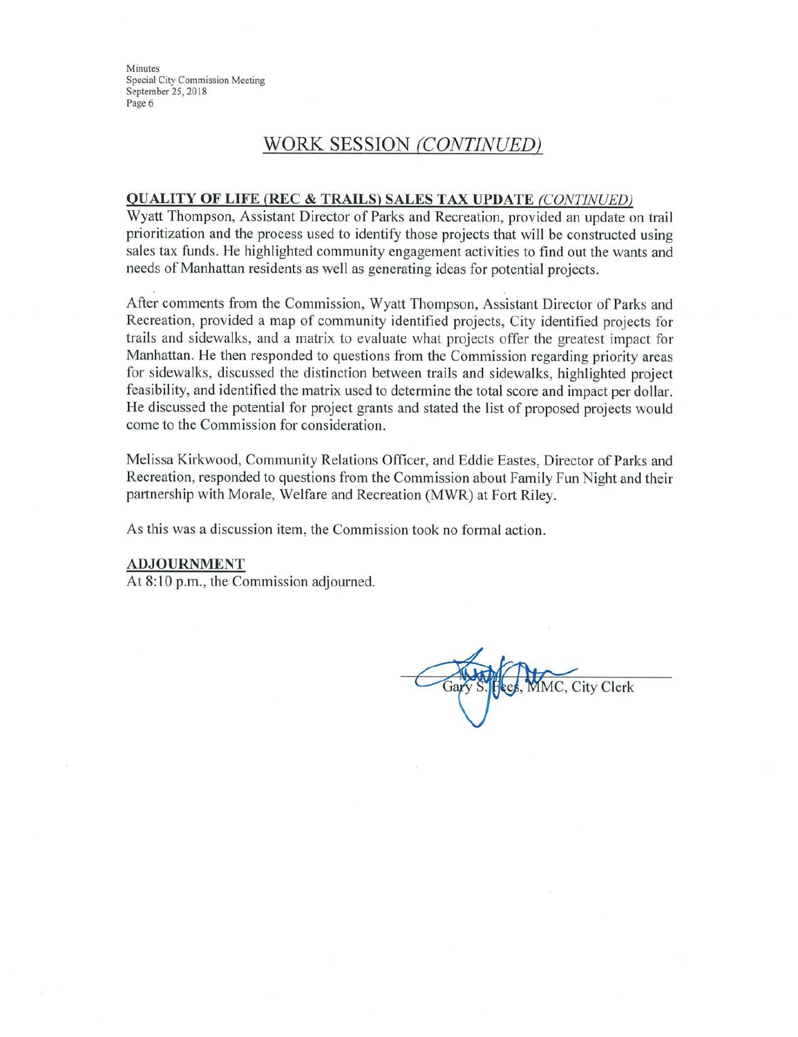## WORK SESSION *(CONTINUED)*

**QUALITY OF LIFE (REC & TRAILS) SALES TAX UPDATE** *(CONTINUED)*

Wyatt Thompson, Assistant Director of Parks and Recreation, provided an update on trail prioritization and the process used to identify those projects that will be constructed using sales tax funds. He highlighted community engagement activities to find out the wants and needs of Manhattan residents as well as generating ideas for potential projects.

After comments from the Commission, Wyatt Thompson, Assistant Director of Parks and Recreation, provided a map of community identified projects, City identified projects for trails and sidewalks, and a matrix to evaluate what projects offer the greatest impact for Manhattan. He then responded to questions from the Commission regarding priority areas for sidewalks, discussed the distinction between trails and sidewalks, highlighted project feasibility, and identified the matrix used to determine the total score and impact per dollar. He discussed the potential for project grants and stated the list of proposed projects would come to the Commission for consideration.

Melissa Kirkwood, Community Relations Officer, and Eddie Eastes, Director of Parks and Recreation, responded to questions from the Commission about Family Fun Night and their partnership with Morale, Welfare and Recreation (MWR) at Fort Riley.

As this was a discussion item, the Commission took no formal action.

**ADJOURNMENT**

At 8:10 p.m., the Commission adjourned.

Gary S. Fees, MMC, City Clerk